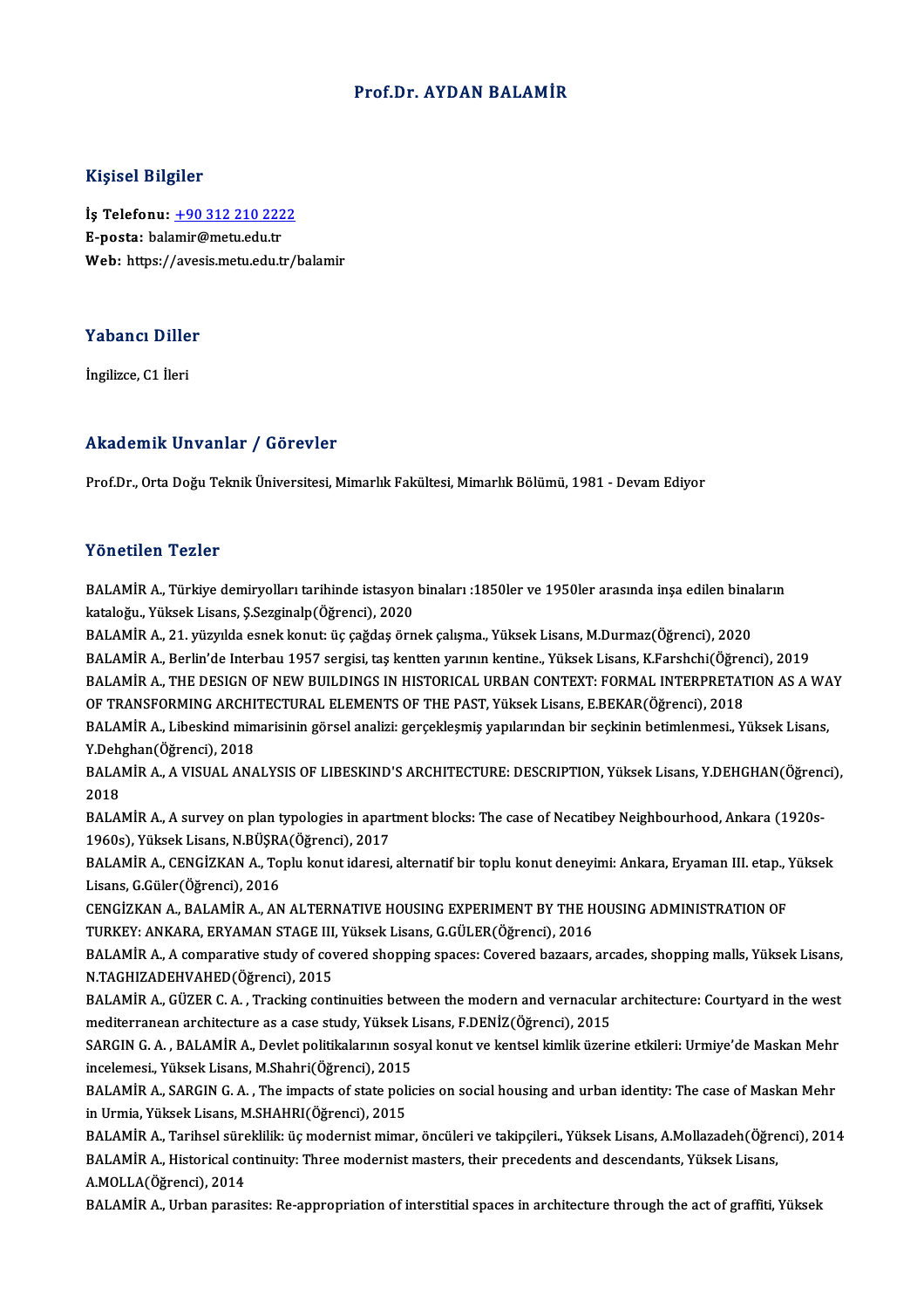# Prof.Dr. AYDAN BALAMİR

## Kişisel Bilgiler

**İş Telefonu:** +90 312 210 2222
**E-posta:** balamir@metu.edu.tr
**Web:** https://avesis.metu.edu.tr/balamir

## Yabancı Diller

İngilizce, C1 İleri

## Akademik Unvanlar / Görevler

Prof.Dr., Orta Doğu Teknik Üniversitesi, Mimarlık Fakültesi, Mimarlık Bölümü, 1981 - Devam Ediyor

## Yönetilen Tezler

BALAMİR A., Türkiye demiryolları tarihinde istasyon binaları :1850ler ve 1950ler arasında inşa edilen binaların kataloğu., Yüksek Lisans, Ş.Sezginalp(Öğrenci), 2020

BALAMİR A., 21. yüzyılda esnek konut: üç çağdaş örnek çalışma., Yüksek Lisans, M.Durmaz(Öğrenci), 2020

BALAMİR A., Berlin'de Interbau 1957 sergisi, taş kentten yarının kentine., Yüksek Lisans, K.Farshchi(Öğrenci), 2019

BALAMİR A., THE DESIGN OF NEW BUILDINGS IN HISTORICAL URBAN CONTEXT: FORMAL INTERPRETATION AS A WAY OF TRANSFORMING ARCHITECTURAL ELEMENTS OF THE PAST, Yüksek Lisans, E.BEKAR(Öğrenci), 2018

BALAMİR A., Libeskind mimarisinin görsel analizi: gerçekleşmiş yapılarından bir seçkinin betimlenmesi., Yüksek Lisans, Y.Dehghan(Öğrenci), 2018

BALAMİR A., A VISUAL ANALYSIS OF LIBESKIND'S ARCHITECTURE: DESCRIPTION, Yüksek Lisans, Y.DEHGHAN(Öğrenci), 2018

BALAMİR A., A survey on plan typologies in apartment blocks: The case of Necatibey Neighbourhood, Ankara (1920s-1960s), Yüksek Lisans, N.BÜŞRA(Öğrenci), 2017

BALAMİR A., CENGİZKAN A., Toplu konut idaresi, alternatif bir toplu konut deneyimi: Ankara, Eryaman III. etap., Yüksek Lisans, G.Güler(Öğrenci), 2016

CENGİZKAN A., BALAMİR A., AN ALTERNATIVE HOUSING EXPERIMENT BY THE HOUSING ADMINISTRATION OF TURKEY: ANKARA, ERYAMAN STAGE III, Yüksek Lisans, G.GÜLER(Öğrenci), 2016

BALAMİR A., A comparative study of covered shopping spaces: Covered bazaars, arcades, shopping malls, Yüksek Lisans, N.TAGHIZADEHVAHED(Öğrenci), 2015

BALAMİR A., GÜZER C. A. , Tracking continuities between the modern and vernacular architecture: Courtyard in the west mediterranean architecture as a case study, Yüksek Lisans, F.DENİZ(Öğrenci), 2015

SARGIN G. A. , BALAMİR A., Devlet politikalarının sosyal konut ve kentsel kimlik üzerine etkileri: Urmiye'de Maskan Mehr incelemesi., Yüksek Lisans, M.Shahri(Öğrenci), 2015

BALAMİR A., SARGIN G. A. , The impacts of state policies on social housing and urban identity: The case of Maskan Mehr in Urmia, Yüksek Lisans, M.SHAHRI(Öğrenci), 2015

BALAMİR A., Tarihsel süreklilik: üç modernist mimar, öncüleri ve takipçileri., Yüksek Lisans, A.Mollazadeh(Öğrenci), 2014

BALAMİR A., Historical continuity: Three modernist masters, their precedents and descendants, Yüksek Lisans, A.MOLLA(Öğrenci), 2014

BALAMİR A., Urban parasites: Re-appropriation of interstitial spaces in architecture through the act of graffiti, Yüksek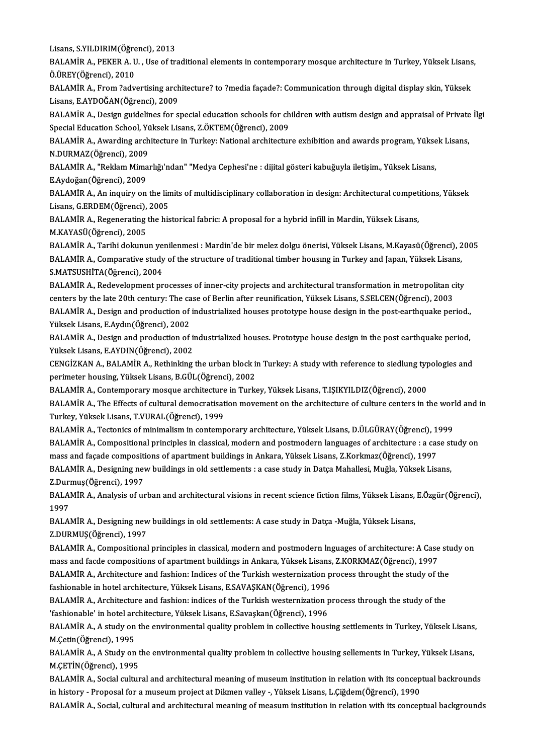Lisans, S.YILDIRIM(Öğrenci), 2013

BALAMİR A., PEKER A. U. , Use of traditional elements in contemporary mosque architecture in Turkey, Yüksek Lisans, Ö.ÜREY(Öğrenci), 2010

BALAMİR A., From ?advertising architecture? to ?media façade?: Communication through digital display skin, Yüksek Lisans, E.AYDOĞAN(Öğrenci), 2009

BALAMİR A., Design guidelines for special education schools for children with autism design and appraisal of Private İlgi Special Education School, Yüksek Lisans, Z.ÖKTEM(Öğrenci), 2009

BALAMİR A., Awarding architecture in Turkey: National architecture exhibition and awards program, Yüksek Lisans, N.DURMAZ(Öğrenci), 2009

BALAMİR A., "Reklam Mimarlığı'ndan" "Medya Cephesi'ne : dijital gösteri kabuğuyla iletişim., Yüksek Lisans, E.Aydoğan(Öğrenci), 2009

BALAMİR A., An inquiry on the limits of multidisciplinary collaboration in design: Architectural competitions, Yüksek Lisans, G.ERDEM(Öğrenci), 2005

BALAMİR A., Regenerating the historical fabric: A proposal for a hybrid infill in Mardin, Yüksek Lisans, M.KAYASÜ(Öğrenci), 2005

BALAMİR A., Tarihi dokunun yenilenmesi : Mardin'de bir melez dolgu önerisi, Yüksek Lisans, M.Kayasü(Öğrenci), 2005

BALAMİR A., Comparative study of the structure of traditional timber housıng in Turkey and Japan, Yüksek Lisans, S.MATSUSHİTA(Öğrenci), 2004

BALAMİR A., Redevelopment processes of inner-city projects and architectural transformation in metropolitan city centers by the late 20th century: The case of Berlin after reunification, Yüksek Lisans, S.SELCEN(Öğrenci), 2003

BALAMİR A., Design and production of industrialized houses prototype house design in the post-earthquake period., Yüksek Lisans, E.Aydın(Öğrenci), 2002

BALAMİR A., Design and production of industrialized houses. Prototype house design in the post earthquake period, Yüksek Lisans, E.AYDIN(Öğrenci), 2002

CENGİZKAN A., BALAMİR A., Rethinking the urban block in Turkey: A study with reference to siedlung typologies and perimeter housing, Yüksek Lisans, B.GÜL(Öğrenci), 2002

BALAMİR A., Contemporary mosque architecture in Turkey, Yüksek Lisans, T.IŞIKYILDIZ(Öğrenci), 2000

BALAMİR A., The Effects of cultural democratisation movement on the architecture of culture centers in the world and in Turkey, Yüksek Lisans, T.VURAL(Öğrenci), 1999

BALAMİR A., Tectonics of minimalism in contemporary architecture, Yüksek Lisans, D.ÜLGÜRAY(Öğrenci), 1999

BALAMİR A., Compositional principles in classical, modern and postmodern languages of architecture : a case study on mass and façade compositions of apartment buildings in Ankara, Yüksek Lisans, Z.Korkmaz(Öğrenci), 1997

BALAMİR A., Designing new buildings in old settlements : a case study in Datça Mahallesi, Muğla, Yüksek Lisans, Z.Durmuş(Öğrenci), 1997

BALAMİR A., Analysis of urban and architectural visions in recent science fiction films, Yüksek Lisans, E.Özgür(Öğrenci), 1997

BALAMİR A., Designing new buildings in old settlements: A case study in Datça -Muğla, Yüksek Lisans, Z.DURMUŞ(Öğrenci), 1997

BALAMİR A., Compositional principles in classical, modern and postmodern lnguages of architecture: A Case study on mass and facde compositions of apartment buildings in Ankara, Yüksek Lisans, Z.KORKMAZ(Öğrenci), 1997

BALAMİR A., Architecture and fashion: Indices of the Turkish westernization process throught the study of the fashionable in hotel architecture, Yüksek Lisans, E.SAVAŞKAN(Öğrenci), 1996

BALAMİR A., Architecture and fashion: indices of the Turkish westernization process through the study of the 'fashionable' in hotel architecture, Yüksek Lisans, E.Savaşkan(Öğrenci), 1996

BALAMİR A., A study on the environmental quality problem in collective housing settlements in Turkey, Yüksek Lisans, M.Çetin(Öğrenci), 1995

BALAMİR A., A Study on the environmental quality problem in collective housing sellements in Turkey, Yüksek Lisans, M.ÇETİN(Öğrenci), 1995

BALAMİR A., Social cultural and architectural meaning of museum institution in relation with its conceptual backrounds in history - Proposal for a museum project at Dikmen valley -, Yüksek Lisans, L.Çiğdem(Öğrenci), 1990

BALAMİR A., Social, cultural and architectural meaning of measum institution in relation with its conceptual backgrounds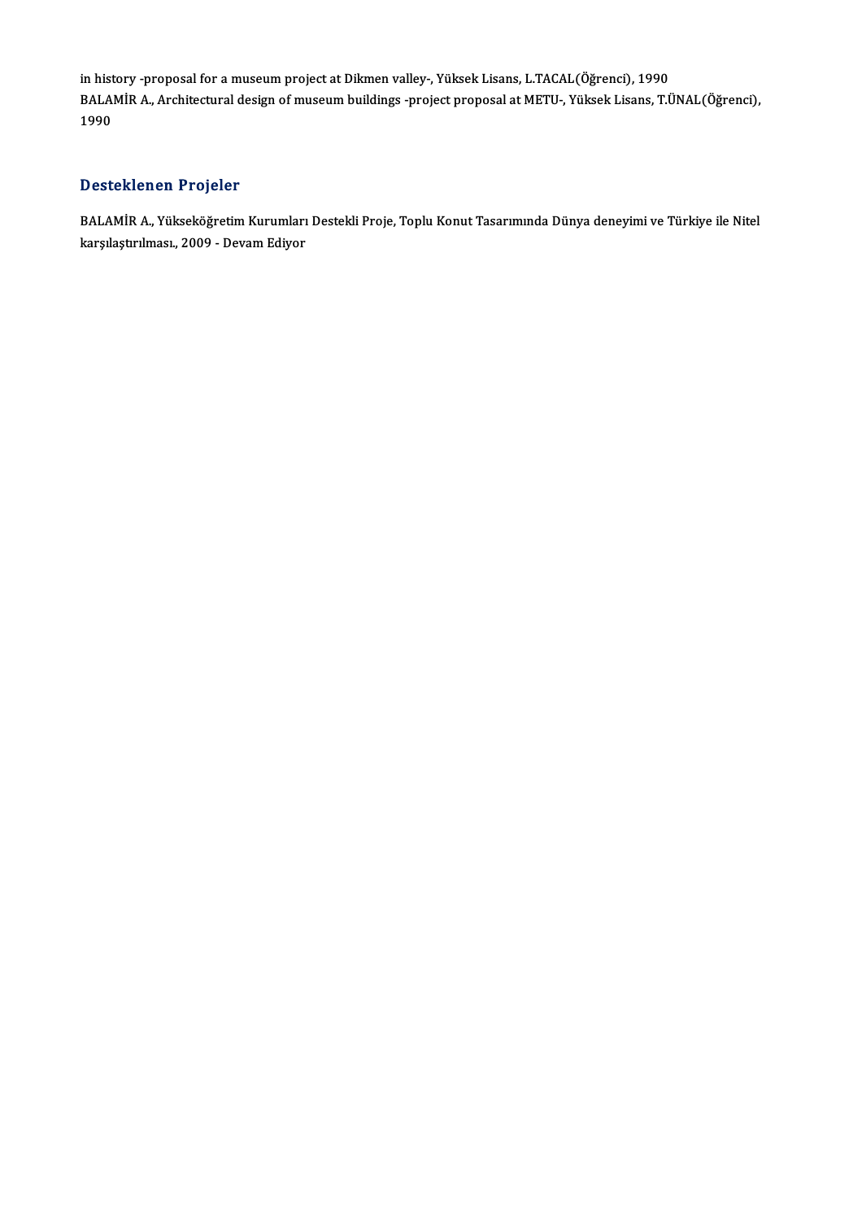in history -proposal for a museum project at Dikmen valley-, Yüksek Lisans, L.TACAL(Öğrenci), 1990

BALAMİR A., Architectural design of museum buildings -project proposal at METU-, Yüksek Lisans, T.ÜNAL(Öğrenci), 1990

## Desteklenen Projeler

BALAMİR A., Yükseköğretim Kurumları Destekli Proje, Toplu Konut Tasarımında Dünya deneyimi ve Türkiye ile Nitel karşılaştırılması., 2009 - Devam Ediyor